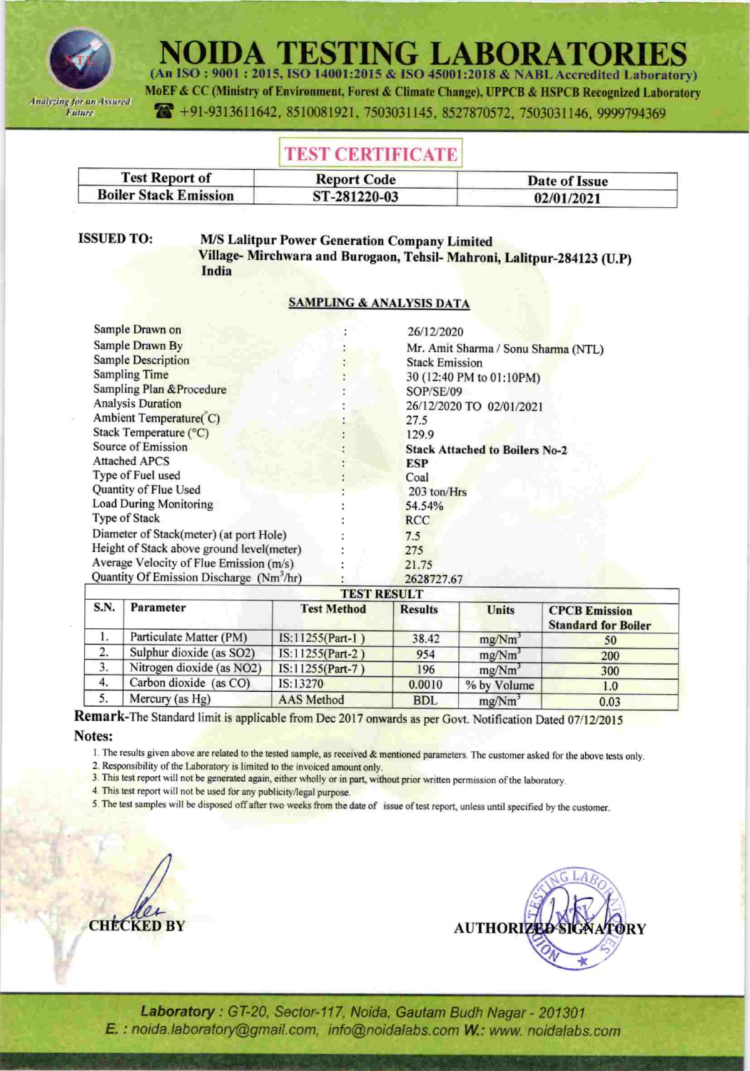# NOIDA TESTING LABORATORIES

(An ISO : 9001 : 2015, ISO 14001:2015 & ISO 45001:2018 & NABL Accredited Laboratory)

MoEF & CC (Ministry of Environment, Forest & Climate Change), UPPCB & HSPCB Recognized Laboratory

+91-9313611642, 8510081921, 7503031145, 8527870572, 7503031146, 9999794369

*Analyzing for an Assured Future*

## TEST CERTIFICATE

| Test Report of | Report Code | Date of Issue |
|---|---|---|
| Boiler Stack Emission | ST-281220-03 | 02/01/2021 |

**ISSUED TO:** **M/S Lalitpur Power Generation Company Limited**
**Village- Mirchwara and Burogaon, Tehsil- Mahroni, Lalitpur-284123 (U.P) India**

### SAMPLING & ANALYSIS DATA

| | | |
|---|---|---|
| Sample Drawn on | : | 26/12/2020 |
| Sample Drawn By | : | Mr. Amit Sharma / Sonu Sharma (NTL) |
| Sample Description | : | Stack Emission |
| Sampling Time | : | 30 (12:40 PM to 01:10PM) |
| Sampling Plan &Procedure | : | SOP/SE/09 |
| Analysis Duration | : | 26/12/2020 TO 02/01/2021 |
| Ambient Temperature(°C) | : | 27.5 |
| Stack Temperature (°C) | : | 129.9 |
| Source of Emission | : | **Stack Attached to Boilers No-2** |
| Attached APCS | : | **ESP** |
| Type of Fuel used | : | Coal |
| Quantity of Flue Used | : | 203 ton/Hrs |
| Load During Monitoring | : | 54.54% |
| Type of Stack | : | RCC |
| Diameter of Stack(meter) (at port Hole) | : | 7.5 |
| Height of Stack above ground level(meter) | : | 275 |
| Average Velocity of Flue Emission (m/s) | : | 21.75 |
| Quantity Of Emission Discharge ($Nm^3$/hr) | : | 2628727.67 |

**TEST RESULT**

| S.N. | Parameter | Test Method | Results | Units | CPCB Emission Standard for Boiler |
|---|---|---|---|---|---|
| 1. | Particulate Matter (PM) | IS:11255(Part-1 ) | 38.42 | $mg/Nm^3$ | 50 |
| 2. | Sulphur dioxide (as $SO_2$) | IS:11255(Part-2 ) | 954 | $mg/Nm^3$ | 200 |
| 3. | Nitrogen dioxide (as $NO_2$) | IS:11255(Part-7 ) | 196 | $mg/Nm^3$ | 300 |
| 4. | Carbon dioxide (as CO) | IS:13270 | 0.0010 | % by Volume | 1.0 |
| 5. | Mercury (as Hg) | AAS Method | BDL | $mg/Nm^3$ | 0.03 |

**Remark**-The Standard limit is applicable from Dec 2017 onwards as per Govt. Notification Dated 07/12/2015

**Notes:**

1. The results given above are related to the tested sample, as received & mentioned parameters. The customer asked for the above tests only.
2. Responsibility of the Laboratory is limited to the invoiced amount only.
3. This test report will not be generated again, either wholly or in part, without prior written permission of the laboratory.
4. This test report will not be used for any publicity/legal purpose.
5. The test samples will be disposed off after two weeks from the date of issue of test report, unless until specified by the customer.

**CHECKED BY**

**AUTHORIZED SIGNATORY**

**Laboratory** : GT-20, Sector-117, Noida, Gautam Budh Nagar - 201301
**E.** : noida.laboratory@gmail.com, info@noidalabs.com **W.:** www. noidalabs.com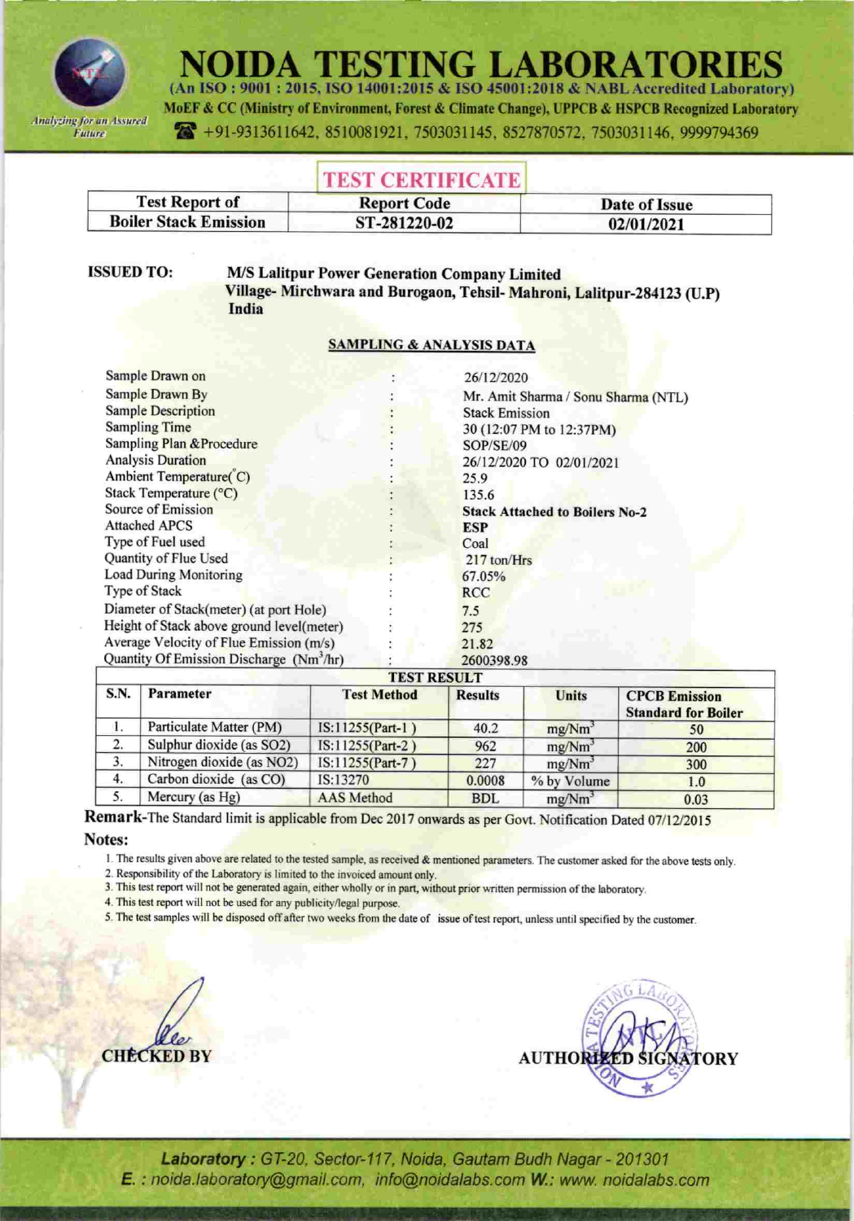# NOIDA TESTING LABORATORIES

(An ISO : 9001 : 2015, ISO 14001:2015 & ISO 45001:2018 & NABL Accredited Laboratory)

MoEF & CC (Ministry of Environment, Forest & Climate Change), UPPCB & HSPCB Recognized Laboratory

☎ +91-9313611642, 8510081921, 7503031145, 8527870572, 7503031146, 9999794369

*Analyzing for an Assured Future*

## TEST CERTIFICATE

| Test Report of | Report Code | Date of Issue |
|---|---|---|
| Boiler Stack Emission | ST-281220-02 | 02/01/2021 |

**ISSUED TO:** **M/S Lalitpur Power Generation Company Limited**
**Village- Mirchwara and Burogaon, Tehsil- Mahroni, Lalitpur-284123 (U.P) India**

### SAMPLING & ANALYSIS DATA

| | | |
|---|---|---|
| Sample Drawn on | : | 26/12/2020 |
| Sample Drawn By | : | Mr. Amit Sharma / Sonu Sharma (NTL) |
| Sample Description | : | Stack Emission |
| Sampling Time | : | 30 (12:07 PM to 12:37PM) |
| Sampling Plan &Procedure | : | SOP/SE/09 |
| Analysis Duration | : | 26/12/2020 TO 02/01/2021 |
| Ambient Temperature(°C) | : | 25.9 |
| Stack Temperature (°C) | : | 135.6 |
| Source of Emission | : | **Stack Attached to Boilers No-2** |
| Attached APCS | : | **ESP** |
| Type of Fuel used | : | Coal |
| Quantity of Flue Used | : | 217 ton/Hrs |
| Load During Monitoring | : | 67.05% |
| Type of Stack | : | RCC |
| Diameter of Stack(meter) (at port Hole) | : | 7.5 |
| Height of Stack above ground level(meter) | : | 275 |
| Average Velocity of Flue Emission (m/s) | : | 21.82 |
| Quantity Of Emission Discharge ($Nm^3$/hr) | : | 2600398.98 |

**TEST RESULT**

| S.N. | Parameter | Test Method | Results | Units | CPCB Emission Standard for Boiler |
|---|---|---|---|---|---|
| 1. | Particulate Matter (PM) | IS:11255(Part-1 ) | 40.2 | mg/$Nm^3$ | 50 |
| 2. | Sulphur dioxide (as $SO_2$) | IS:11255(Part-2 ) | 962 | mg/$Nm^3$ | 200 |
| 3. | Nitrogen dioxide (as $NO_2$) | IS:11255(Part-7 ) | 227 | mg/$Nm^3$ | 300 |
| 4. | Carbon dioxide (as CO) | IS:13270 | 0.0008 | % by Volume | 1.0 |
| 5. | Mercury (as Hg) | AAS Method | BDL | mg/$Nm^3$ | 0.03 |

**Remark**-The Standard limit is applicable from Dec 2017 onwards as per Govt. Notification Dated 07/12/2015

**Notes:**

1. The results given above are related to the tested sample, as received & mentioned parameters. The customer asked for the above tests only.
2. Responsibility of the Laboratory is limited to the invoiced amount only.
3. This test report will not be generated again, either wholly or in part, without prior written permission of the laboratory.
4. This test report will not be used for any publicity/legal purpose.
5. The test samples will be disposed off after two weeks from the date of issue of test report, unless until specified by the customer.

**CHECKED BY** | **AUTHORIZED SIGNATORY**

*Laboratory : GT-20, Sector-117, Noida, Gautam Budh Nagar - 201301*
*E. : noida.laboratory@gmail.com, info@noidalabs.com W.: www. noidalabs.com*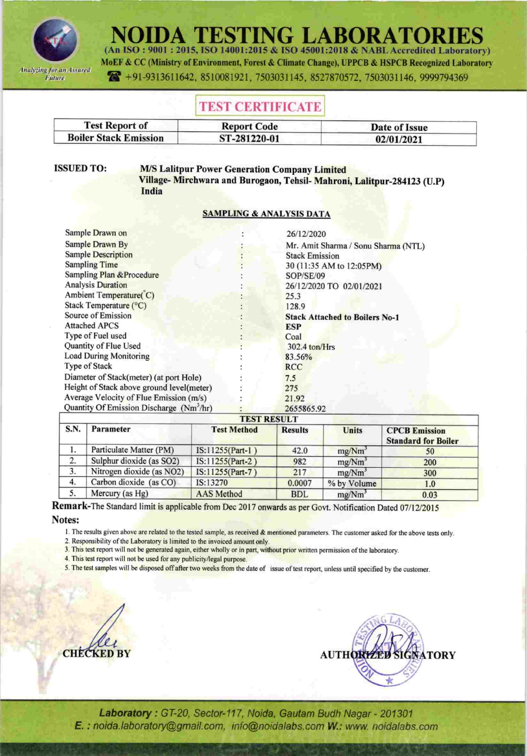# NOIDA TESTING LABORATORIES

(An ISO : 9001 : 2015, ISO 14001:2015 & ISO 45001:2018 & NABL Accredited Laboratory)

MoEF & CC (Ministry of Environment, Forest & Climate Change), UPPCB & HSPCB Recognized Laboratory

+91-9313611642, 8510081921, 7503031145, 8527870572, 7503031146, 9999794369

Analyzing for an Assured Future

## TEST CERTIFICATE

| Test Report of | Report Code | Date of Issue |
|---|---|---|
| Boiler Stack Emission | ST-281220-01 | 02/01/2021 |

**ISSUED TO:** **M/S Lalitpur Power Generation Company Limited**
**Village- Mirchwara and Burogaon, Tehsil- Mahroni, Lalitpur-284123 (U.P) India**

### SAMPLING & ANALYSIS DATA

| | | |
|---|---|---|
| Sample Drawn on | : | 26/12/2020 |
| Sample Drawn By | : | Mr. Amit Sharma / Sonu Sharma (NTL) |
| Sample Description | : | Stack Emission |
| Sampling Time | : | 30 (11:35 AM to 12:05PM) |
| Sampling Plan &Procedure | : | SOP/SE/09 |
| Analysis Duration | : | 26/12/2020 TO 02/01/2021 |
| Ambient Temperature(°C) | : | 25.3 |
| Stack Temperature (°C) | : | 128.9 |
| Source of Emission | : | **Stack Attached to Boilers No-1** |
| Attached APCS | : | **ESP** |
| Type of Fuel used | : | Coal |
| Quantity of Flue Used | : | 302.4 ton/Hrs |
| Load During Monitoring | : | 83.56% |
| Type of Stack | : | RCC |
| Diameter of Stack(meter) (at port Hole) | : | 7.5 |
| Height of Stack above ground level(meter) | : | 275 |
| Average Velocity of Flue Emission (m/s) | : | 21.92 |
| Quantity Of Emission Discharge ($Nm^3$/hr) | : | 2655865.92 |

**TEST RESULT**

| S.N. | Parameter | Test Method | Results | Units | CPCB Emission Standard for Boiler |
|---|---|---|---|---|---|
| 1. | Particulate Matter (PM) | IS:11255(Part-1 ) | 42.0 | $mg/Nm^3$ | 50 |
| 2. | Sulphur dioxide (as $SO_2$) | IS:11255(Part-2 ) | 982 | $mg/Nm^3$ | 200 |
| 3. | Nitrogen dioxide (as $NO_2$) | IS:11255(Part-7 ) | 217 | $mg/Nm^3$ | 300 |
| 4. | Carbon dioxide (as CO) | IS:13270 | 0.0007 | % by Volume | 1.0 |
| 5. | Mercury (as Hg) | AAS Method | BDL | $mg/Nm^3$ | 0.03 |

**Remark-**The Standard limit is applicable from Dec 2017 onwards as per Govt. Notification Dated 07/12/2015

**Notes:**

1. The results given above are related to the tested sample, as received & mentioned parameters. The customer asked for the above tests only.
2. Responsibility of the Laboratory is limited to the invoiced amount only.
3. This test report will not be generated again, either wholly or in part, without prior written permission of the laboratory.
4. This test report will not be used for any publicity/legal purpose.
5. The test samples will be disposed off after two weeks from the date of issue of test report, unless until specified by the customer.

CHECKED BY

AUTHORIZED SIGNATORY

***Laboratory :** GT-20, Sector-117, Noida, Gautam Budh Nagar - 201301*
***E. :** noida.laboratory@gmail.com, info@noidalabs.com **W.:** www. noidalabs.com*